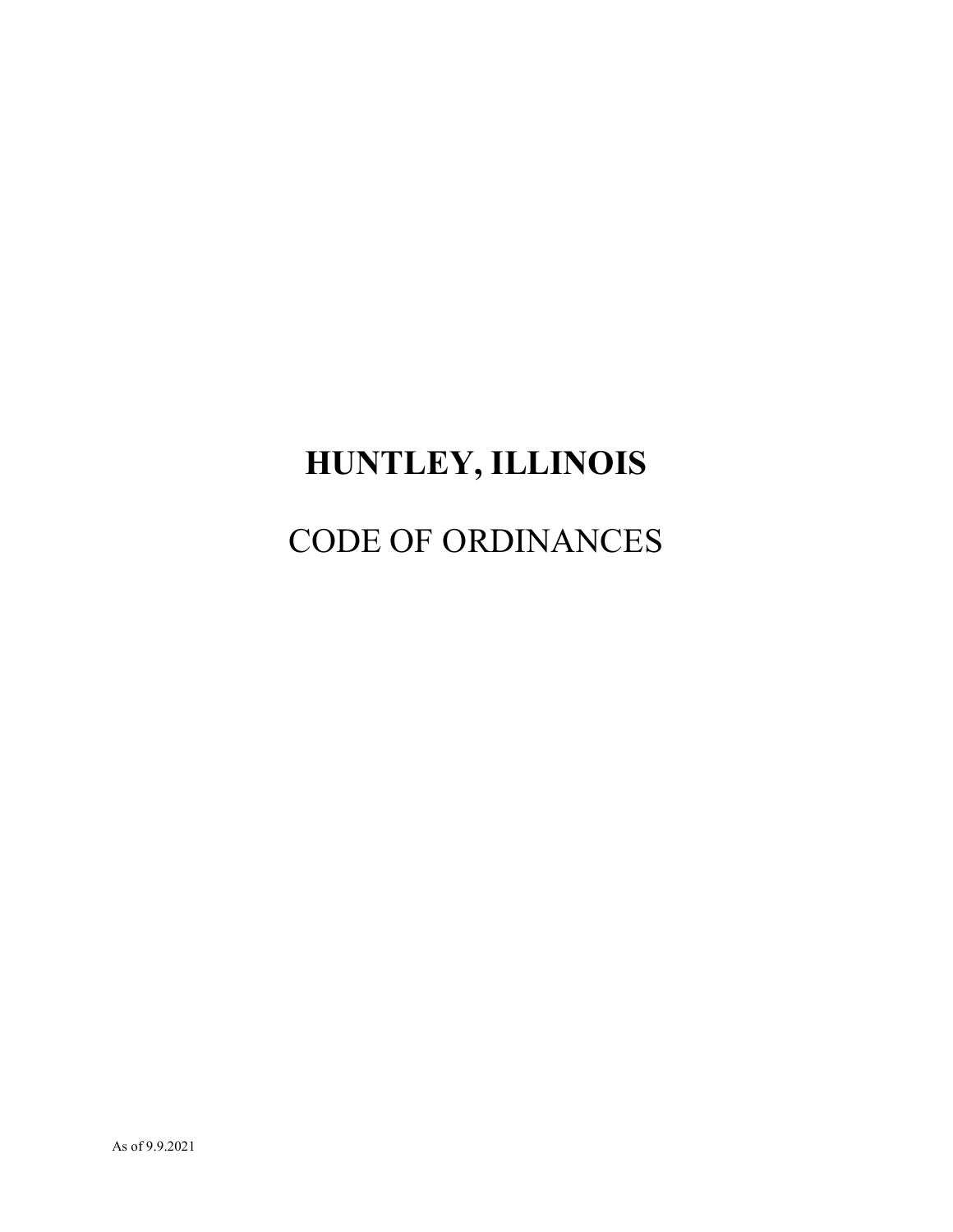# HUNTLEY, ILLINOIS

## CODE OF ORDINANCES

As of 9.9.2021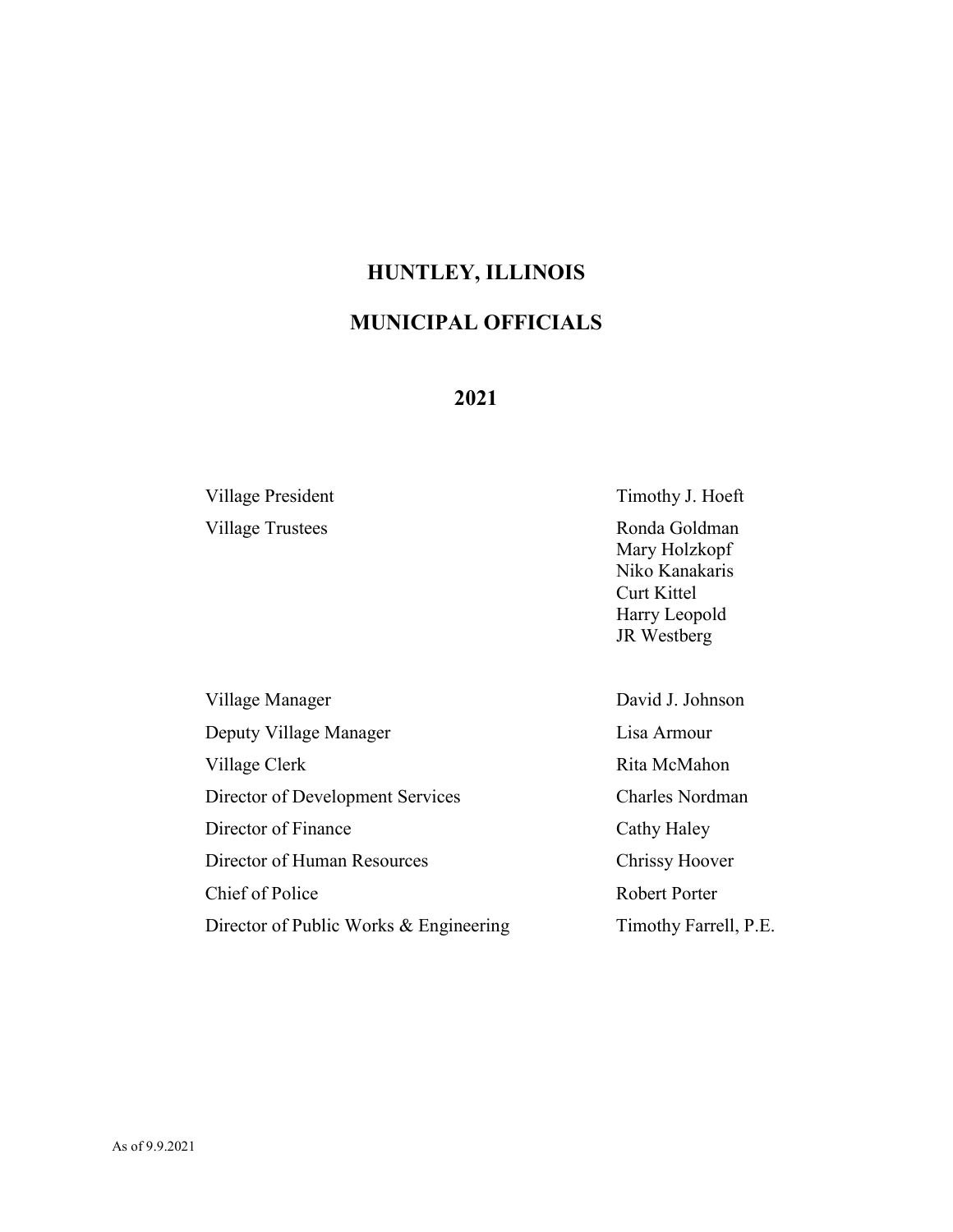# HUNTLEY, ILLINOIS

# MUNICIPAL OFFICIALS

## 2021

| | |
|---|---|
| Village President | Timothy J. Hoeft |
| Village Trustees | Ronda Goldman<br>Mary Holzkopf<br>Niko Kanakaris<br>Curt Kittel<br>Harry Leopold<br>JR Westberg |
| Village Manager | David J. Johnson |
| Deputy Village Manager | Lisa Armour |
| Village Clerk | Rita McMahon |
| Director of Development Services | Charles Nordman |
| Director of Finance | Cathy Haley |
| Director of Human Resources | Chrissy Hoover |
| Chief of Police | Robert Porter |
| Director of Public Works & Engineering | Timothy Farrell, P.E. |

As of 9.9.2021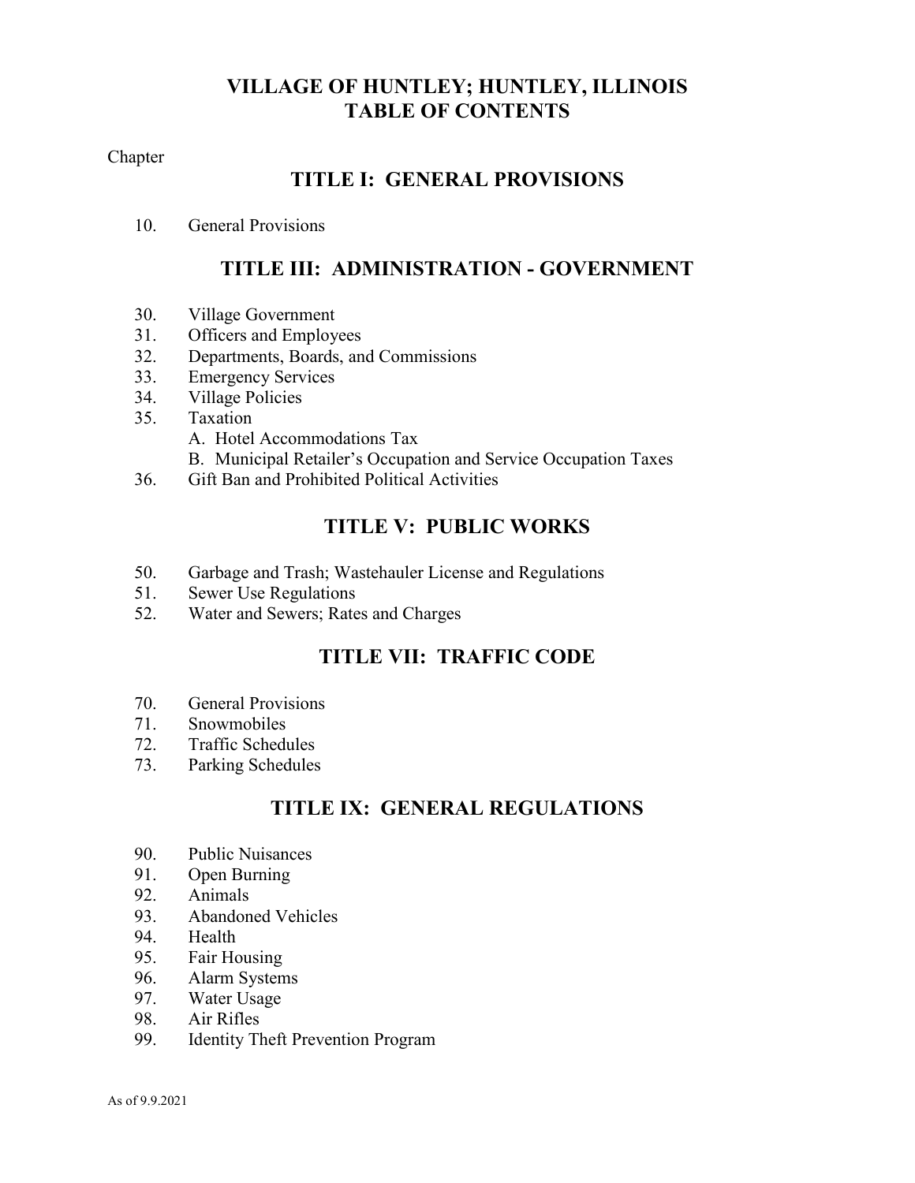# VILLAGE OF HUNTLEY; HUNTLEY, ILLINOIS
# TABLE OF CONTENTS

Chapter

## TITLE I: GENERAL PROVISIONS

10. General Provisions

## TITLE III: ADMINISTRATION - GOVERNMENT

30. Village Government
31. Officers and Employees
32. Departments, Boards, and Commissions
33. Emergency Services
34. Village Policies
35. Taxation
    - A. Hotel Accommodations Tax
    - B. Municipal Retailer's Occupation and Service Occupation Taxes
36. Gift Ban and Prohibited Political Activities

## TITLE V: PUBLIC WORKS

50. Garbage and Trash; Wastehauler License and Regulations
51. Sewer Use Regulations
52. Water and Sewers; Rates and Charges

## TITLE VII: TRAFFIC CODE

70. General Provisions
71. Snowmobiles
72. Traffic Schedules
73. Parking Schedules

## TITLE IX: GENERAL REGULATIONS

90. Public Nuisances
91. Open Burning
92. Animals
93. Abandoned Vehicles
94. Health
95. Fair Housing
96. Alarm Systems
97. Water Usage
98. Air Rifles
99. Identity Theft Prevention Program

As of 9.9.2021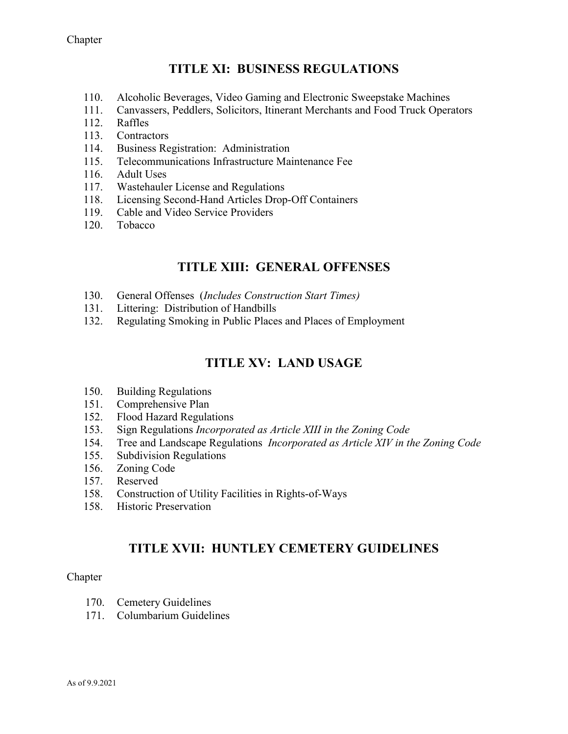Chapter

## TITLE XI: BUSINESS REGULATIONS

110. Alcoholic Beverages, Video Gaming and Electronic Sweepstake Machines
111. Canvassers, Peddlers, Solicitors, Itinerant Merchants and Food Truck Operators
112. Raffles
113. Contractors
114. Business Registration: Administration
115. Telecommunications Infrastructure Maintenance Fee
116. Adult Uses
117. Wastehauler License and Regulations
118. Licensing Second-Hand Articles Drop-Off Containers
119. Cable and Video Service Providers
120. Tobacco

## TITLE XIII: GENERAL OFFENSES

130. General Offenses (*Includes Construction Start Times)*
131. Littering: Distribution of Handbills
132. Regulating Smoking in Public Places and Places of Employment

## TITLE XV: LAND USAGE

150. Building Regulations
151. Comprehensive Plan
152. Flood Hazard Regulations
153. Sign Regulations *Incorporated as Article XIII in the Zoning Code*
154. Tree and Landscape Regulations *Incorporated as Article XIV in the Zoning Code*
155. Subdivision Regulations
156. Zoning Code
157. Reserved
158. Construction of Utility Facilities in Rights-of-Ways
158. Historic Preservation

## TITLE XVII: HUNTLEY CEMETERY GUIDELINES

Chapter

170. Cemetery Guidelines
171. Columbarium Guidelines

As of 9.9.2021